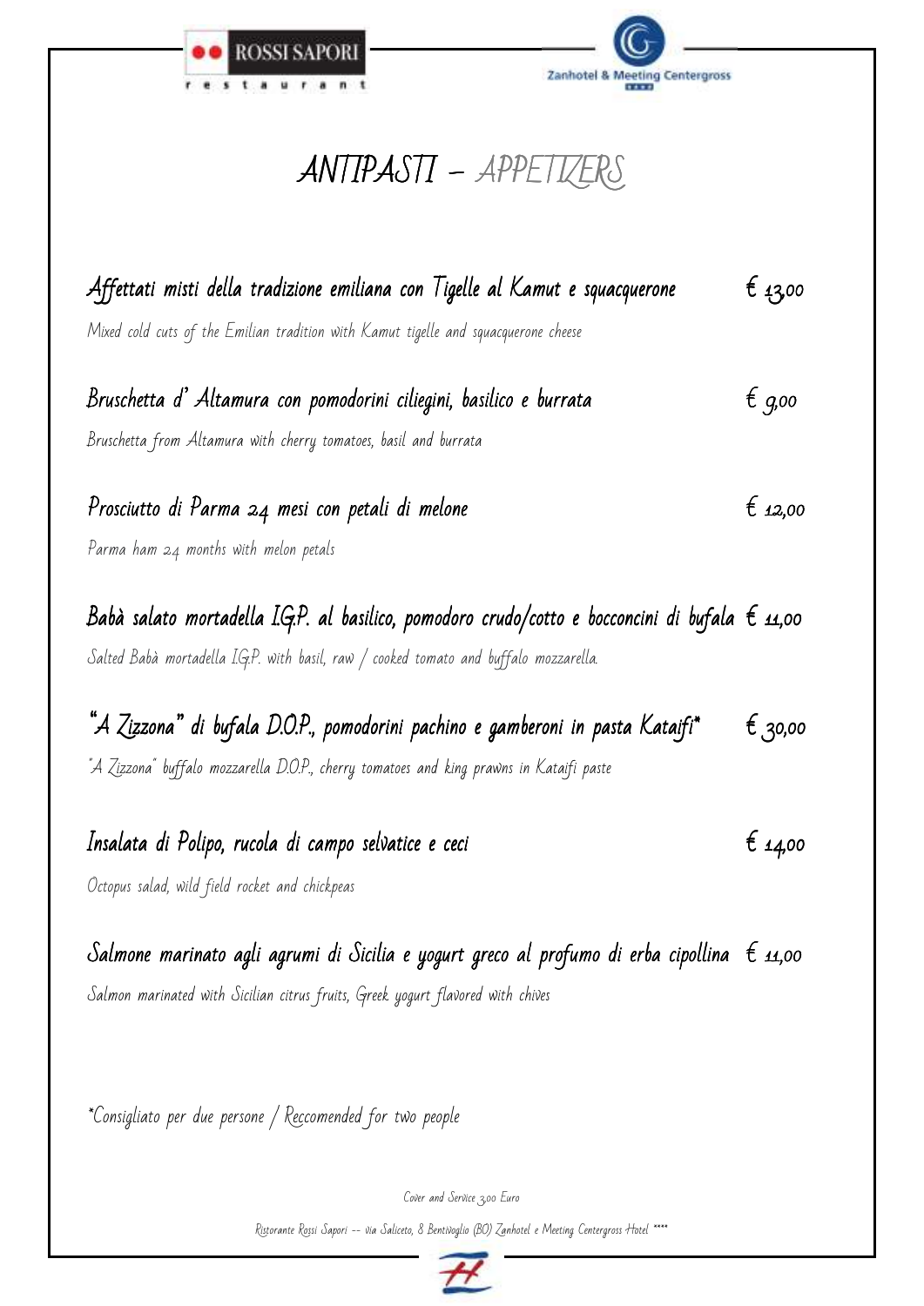# ANTIPASTI – APPETIZERS

**Affettati misti della tradizione emiliana con Tigelle al Kamut e squacquerone** € 13,00

*Mixed cold cuts of the Emilian tradition with Kamut tigelle and squacquerone cheese*

**Bruschetta d' Altamura con pomodorini ciliegini, basilico e burrata** € 9,00

*Bruschetta from Altamura with cherry tomatoes, basil and burrata*

**Prosciutto di Parma 24 mesi con petali di melone** € 12,00

*Parma ham 24 months with melon petals*

**Babà salato mortadella I.G.P. al basilico, pomodoro crudo/cotto e bocconcini di bufala** € 11,00

*Salted Babà mortadella I.G.P. with basil, raw / cooked tomato and buffalo mozzarella.*

**"A Zizzona" di bufala D.O.P., pomodorini pachino e gamberoni in pasta Kataifi*** € 30,00

*"A Zizzona" buffalo mozzarella D.O.P., cherry tomatoes and king prawns in Kataifi paste*

**Insalata di Polipo, rucola di campo selvatice e ceci** € 14,00

*Octopus salad, wild field rocket and chickpeas*

**Salmone marinato agli agrumi di Sicilia e yogurt greco al profumo di erba cipollina** € 11,00

*Salmon marinated with Sicilian citrus fruits, Greek yogurt flavored with chives*

*Consigliato per due persone / Reccomended for two people

Cover and Service 3,00 Euro

Ristorante Rossi Sapori -- via Saliceto, 8 Bentivoglio (BO) Zanhotel e Meeting Centergross Hotel ****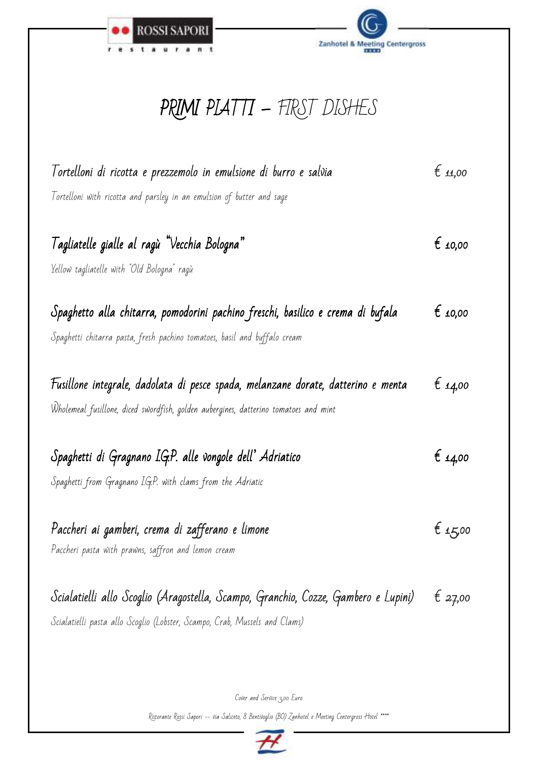# PRIMI PIATTI – FIRST DISHES

**Tortelloni di ricotta e prezzemolo in emulsione di burro e salvia** € 11,00

*Tortelloni with ricotta and parsley in an emulsion of butter and sage*

**Tagliatelle gialle al ragù "Vecchia Bologna"** € 10,00

*Yellow tagliatelle with "Old Bologna" ragù*

**Spaghetto alla chitarra, pomodorini pachino freschi, basilico e crema di bufala** € 10,00

*Spaghetti chitarra pasta, fresh pachino tomatoes, basil and buffalo cream*

**Fusillone integrale, dadolata di pesce spada, melanzane dorate, datterino e menta** € 14,00

*Wholemeal fusillone, diced swordfish, golden aubergines, datterino tomatoes and mint*

**Spaghetti di Gragnano I.G.P. alle vongole dell' Adriatico** € 14,00

*Spaghetti from Gragnano I.G.P. with clams from the Adriatic*

**Paccheri ai gamberi, crema di zafferano e limone** € 15,00

*Paccheri pasta with prawns, saffron and lemon cream*

**Scialatielli allo Scoglio (Aragostella, Scampo, Granchio, Cozze, Gambero e Lupini)** € 27,00

*Scialatielli pasta allo Scoglio (Lobster, Scampo, Crab, Mussels and Clams)*

Cover and Service 3,00 Euro

Ristorante Rossi Sapori -- via Saliceto, 8 Bentivoglio (BO) Zanhotel e Meeting Centergross Hotel ****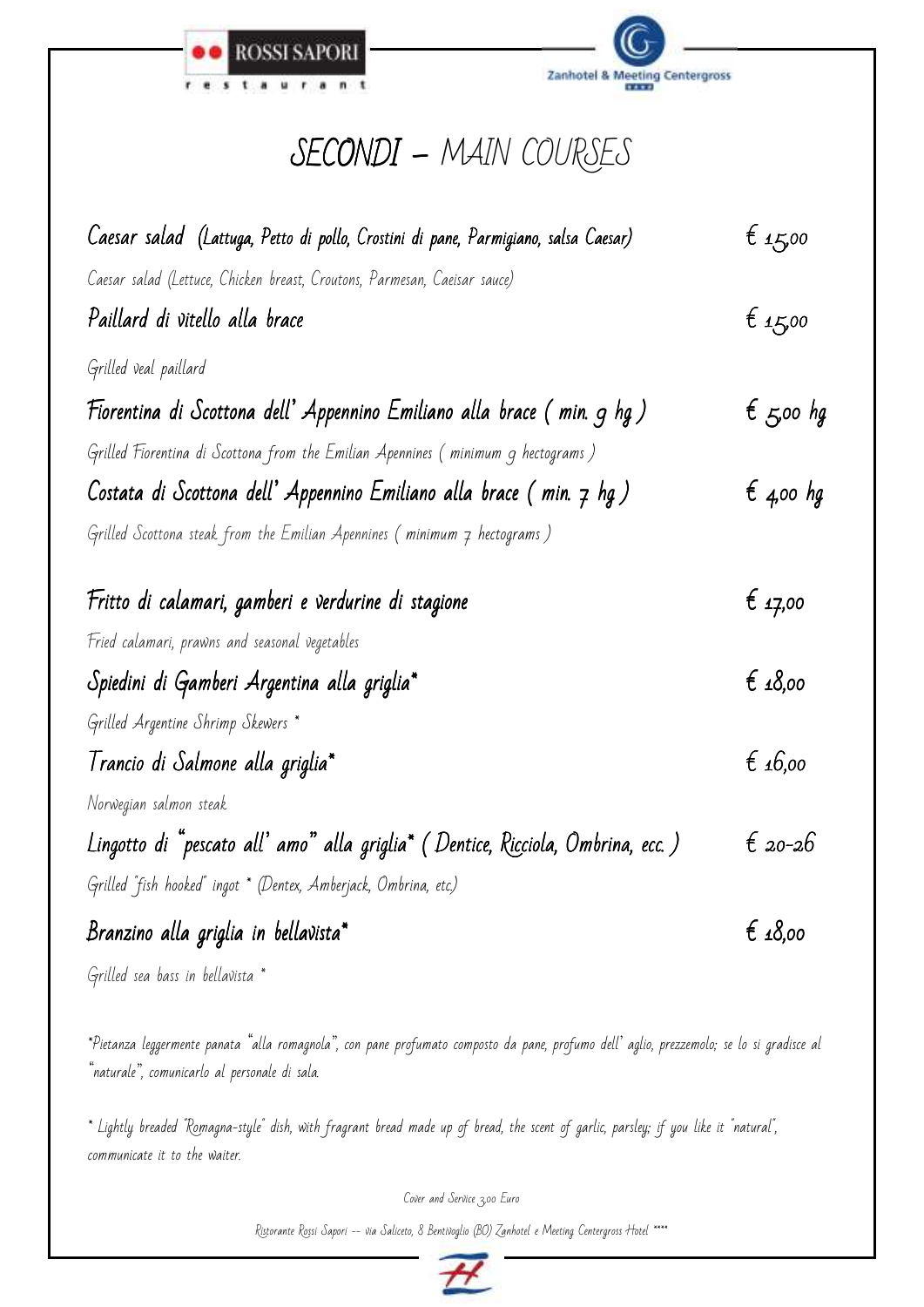ROSSI SAPORI restaurant

Zanhotel & Meeting Centergross

# SECONDI – MAIN COURSES

**Caesar salad (Lattuga, Petto di pollo, Crostini di pane, Parmigiano, salsa Caesar)** — € 15,00
*Caesar salad (Lettuce, Chicken breast, Croutons, Parmesan, Caeisar sauce)*

**Paillard di vitello alla brace** — € 15,00
*Grilled veal paillard*

**Fiorentina di Scottona dell' Appennino Emiliano alla brace ( min. 9 hg )** — € 5,00 hg
*Grilled Fiorentina di Scottona from the Emilian Apennines ( minimum 9 hectograms )*

**Costata di Scottona dell' Appennino Emiliano alla brace ( min. 7 hg )** — € 4,00 hg
*Grilled Scottona steak from the Emilian Apennines ( minimum 7 hectograms )*

**Fritto di calamari, gamberi e verdurine di stagione** — € 17,00
*Fried calamari, prawns and seasonal vegetables*

**Spiedini di Gamberi Argentina alla griglia*** — € 18,00
*Grilled Argentine Shrimp Skewers **

**Trancio di Salmone alla griglia*** — € 16,00
*Norwegian salmon steak*

**Lingotto di "pescato all' amo" alla griglia* ( Dentice, Ricciola, Ombrina, ecc. )** — € 20-26
*Grilled "fish hooked" ingot * (Dentex, Amberjack, Ombrina, etc.)*

**Branzino alla griglia in bellavista*** — € 18,00
*Grilled sea bass in bellavista **

*Pietanza leggermente panata "alla romagnola", con pane profumato composto da pane, profumo dell' aglio, prezzemolo; se lo si gradisce al "naturale", comunicarlo al personale di sala.

* Lightly breaded "Romagna-style" dish, with fragrant bread made up of bread, the scent of garlic, parsley; if you like it "natural", communicate it to the waiter.

Cover and Service 3,00 Euro

Ristorante Rossi Sapori -- via Saliceto, 8 Bentivoglio (BO) Zanhotel e Meeting Centergross Hotel ****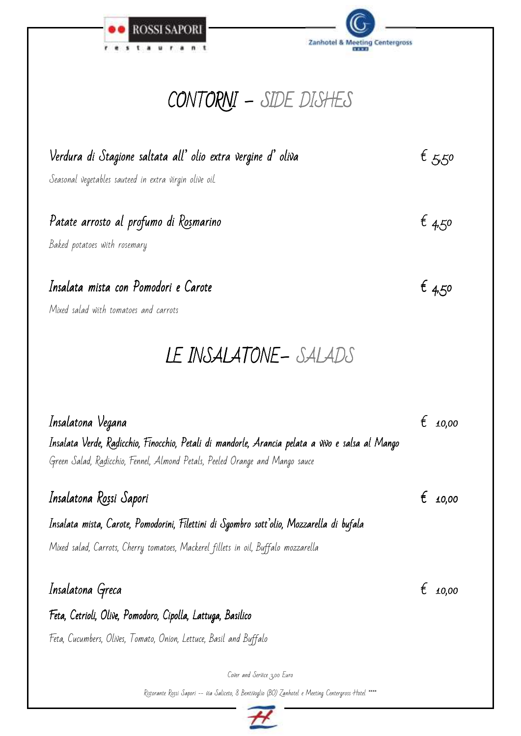# CONTORNI – SIDE DISHES

**Verdura di Stagione saltata all' olio extra vergine d' oliva** — € 5,50

*Seasonal vegetables sauteed in extra virgin olive oil*

**Patate arrosto al profumo di Rosmarino** — € 4,50

*Baked potatoes with rosemary*

**Insalata mista con Pomodori e Carote** — € 4,50

*Mixed salad with tomatoes and carrots*

# LE INSALATONE– SALADS

**Insalatona Vegana** — € 10,00

Insalata Verde, Radicchio, Finocchio, Petali di mandorle, Arancia pelata a vivo e salsa al Mango

*Green Salad, Radicchio, Fennel, Almond Petals, Peeled Orange and Mango sauce*

**Insalatona Rossi Sapori** — € 10,00

Insalata mista, Carote, Pomodorini, Filettini di Sgombro sott'olio, Mozzarella di bufala

*Mixed salad, Carrots, Cherry tomatoes, Mackerel fillets in oil, Buffalo mozzarella*

**Insalatona Greca** — € 10,00

Feta, Cetrioli, Olive, Pomodoro, Cipolla, Lattuga, Basilico

*Feta, Cucumbers, Olives, Tomato, Onion, Lettuce, Basil and Buffalo*

Cover and Service 3,00 Euro

Ristorante Rossi Sapori -- via Saliceto, 8 Bentivoglio (BO) Zanhotel e Meeting Centergross Hotel ****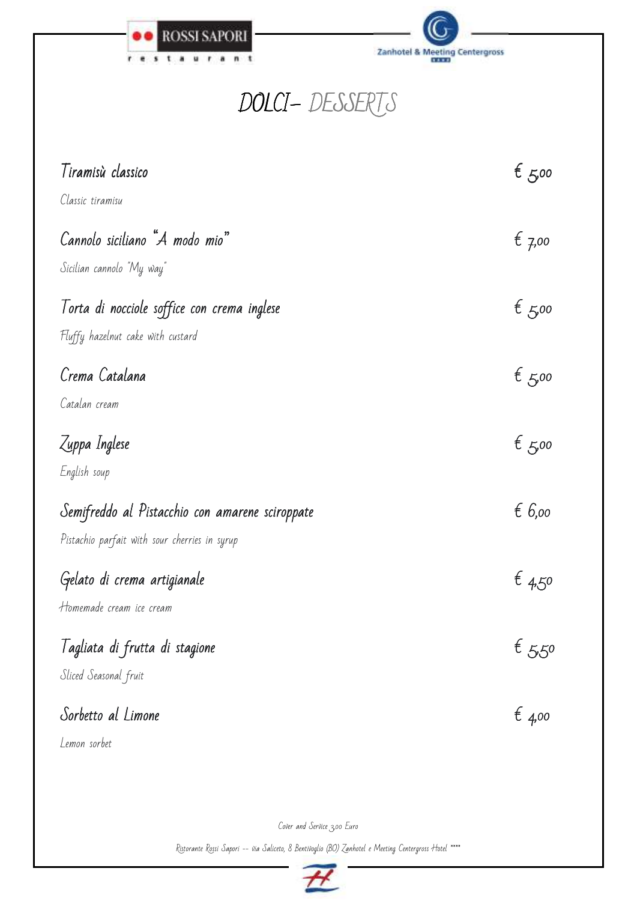# DOLCI- DESSERTS

**Tiramisù classico** € 5,00

Classic tiramisu

**Cannolo siciliano "A modo mio"** € 7,00

Sicilian cannolo "My way"

**Torta di nocciole soffice con crema inglese** € 5,00

Fluffy hazelnut cake with custard

**Crema Catalana** € 5,00

Catalan cream

**Zuppa Inglese** € 5,00

English soup

**Semifreddo al Pistacchio con amarene sciroppate** € 6,00

Pistachio parfait with sour cherries in syrup

**Gelato di crema artigianale** € 4,50

Homemade cream ice cream

**Tagliata di frutta di stagione** € 5,50

Sliced Seasonal fruit

**Sorbetto al Limone** € 4,00

Lemon sorbet

Cover and Service 3,00 Euro

Ristorante Rossi Sapori -- via Saliceto, 8 Bentivoglio (BO) Zanhotel e Meeting Centergross Hotel ****